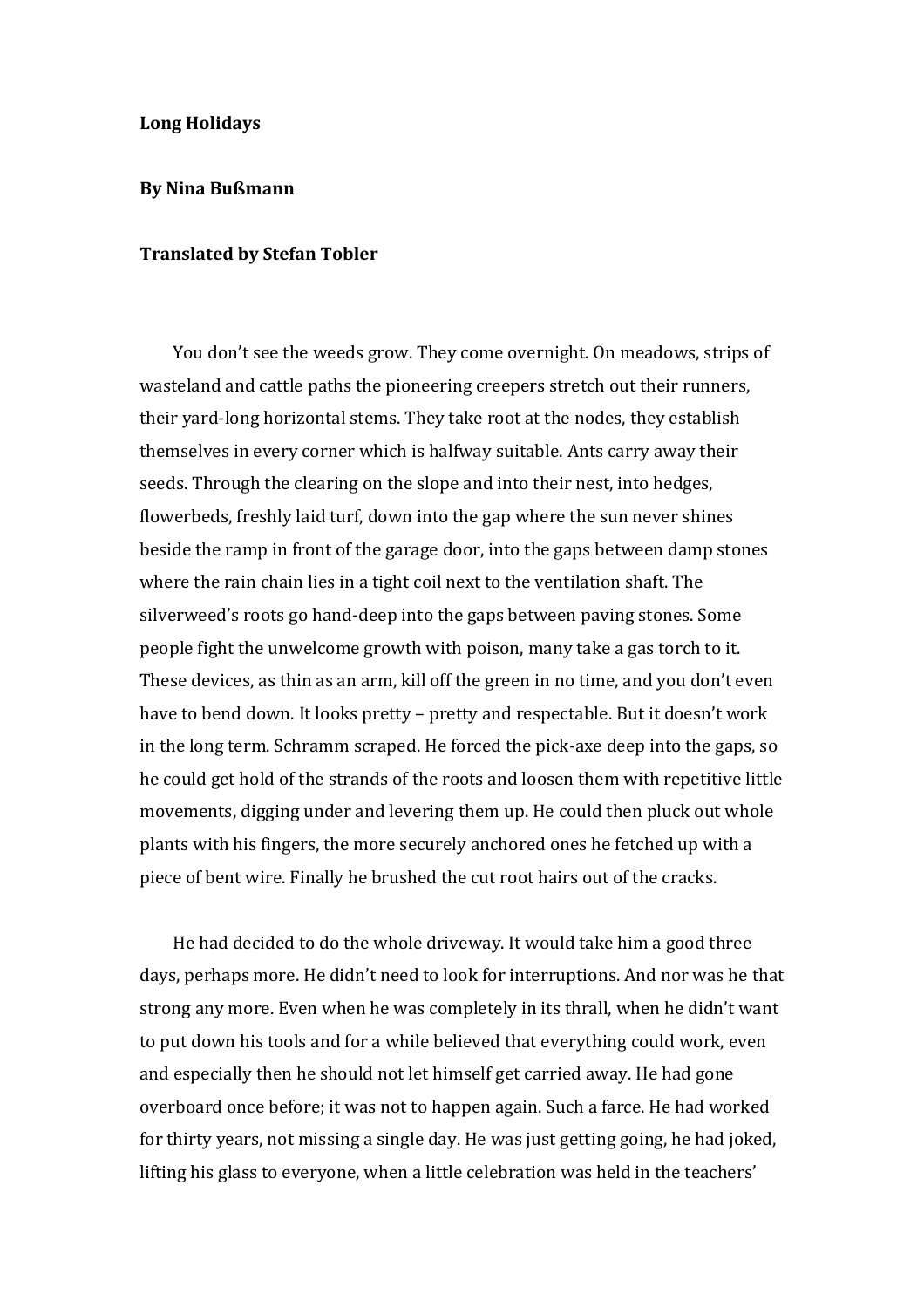**Long Holidays**

**By Nina Bußmann**

**Translated by Stefan Tobler**

You don't see the weeds grow. They come overnight. On meadows, strips of wasteland and cattle paths the pioneering creepers stretch out their runners, their yard-long horizontal stems. They take root at the nodes, they establish themselves in every corner which is halfway suitable. Ants carry away their seeds. Through the clearing on the slope and into their nest, into hedges, flowerbeds, freshly laid turf, down into the gap where the sun never shines beside the ramp in front of the garage door, into the gaps between damp stones where the rain chain lies in a tight coil next to the ventilation shaft. The silverweed's roots go hand-deep into the gaps between paving stones. Some people fight the unwelcome growth with poison, many take a gas torch to it. These devices, as thin as an arm, kill off the green in no time, and you don't even have to bend down. It looks pretty – pretty and respectable. But it doesn't work in the long term. Schramm scraped. He forced the pick-axe deep into the gaps, so he could get hold of the strands of the roots and loosen them with repetitive little movements, digging under and levering them up. He could then pluck out whole plants with his fingers, the more securely anchored ones he fetched up with a piece of bent wire. Finally he brushed the cut root hairs out of the cracks.

He had decided to do the whole driveway. It would take him a good three days, perhaps more. He didn't need to look for interruptions. And nor was he that strong any more. Even when he was completely in its thrall, when he didn't want to put down his tools and for a while believed that everything could work, even and especially then he should not let himself get carried away. He had gone overboard once before; it was not to happen again. Such a farce. He had worked for thirty years, not missing a single day. He was just getting going, he had joked, lifting his glass to everyone, when a little celebration was held in the teachers'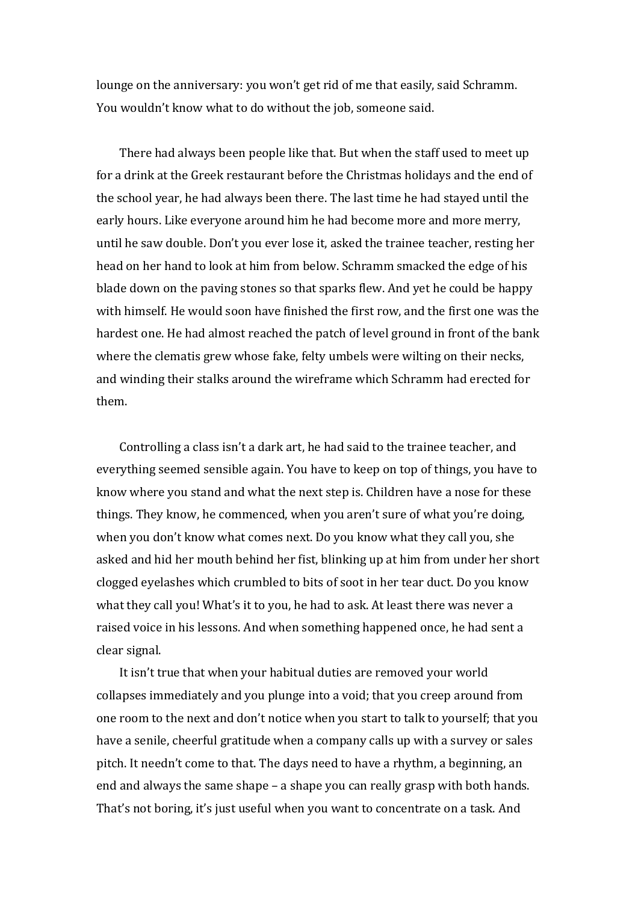lounge on the anniversary: you won't get rid of me that easily, said Schramm. You wouldn't know what to do without the job, someone said.

There had always been people like that. But when the staff used to meet up for a drink at the Greek restaurant before the Christmas holidays and the end of the school year, he had always been there. The last time he had stayed until the early hours. Like everyone around him he had become more and more merry, until he saw double. Don't you ever lose it, asked the trainee teacher, resting her head on her hand to look at him from below. Schramm smacked the edge of his blade down on the paving stones so that sparks flew. And yet he could be happy with himself. He would soon have finished the first row, and the first one was the hardest one. He had almost reached the patch of level ground in front of the bank where the clematis grew whose fake, felty umbels were wilting on their necks, and winding their stalks around the wireframe which Schramm had erected for them.

Controlling a class isn't a dark art, he had said to the trainee teacher, and everything seemed sensible again. You have to keep on top of things, you have to know where you stand and what the next step is. Children have a nose for these things. They know, he commenced, when you aren't sure of what you're doing, when you don't know what comes next. Do you know what they call you, she asked and hid her mouth behind her fist, blinking up at him from under her short clogged eyelashes which crumbled to bits of soot in her tear duct. Do you know what they call you! What's it to you, he had to ask. At least there was never a raised voice in his lessons. And when something happened once, he had sent a clear signal.

It isn't true that when your habitual duties are removed your world collapses immediately and you plunge into a void; that you creep around from one room to the next and don't notice when you start to talk to yourself; that you have a senile, cheerful gratitude when a company calls up with a survey or sales pitch. It needn't come to that. The days need to have a rhythm, a beginning, an end and always the same shape – a shape you can really grasp with both hands. That's not boring, it's just useful when you want to concentrate on a task. And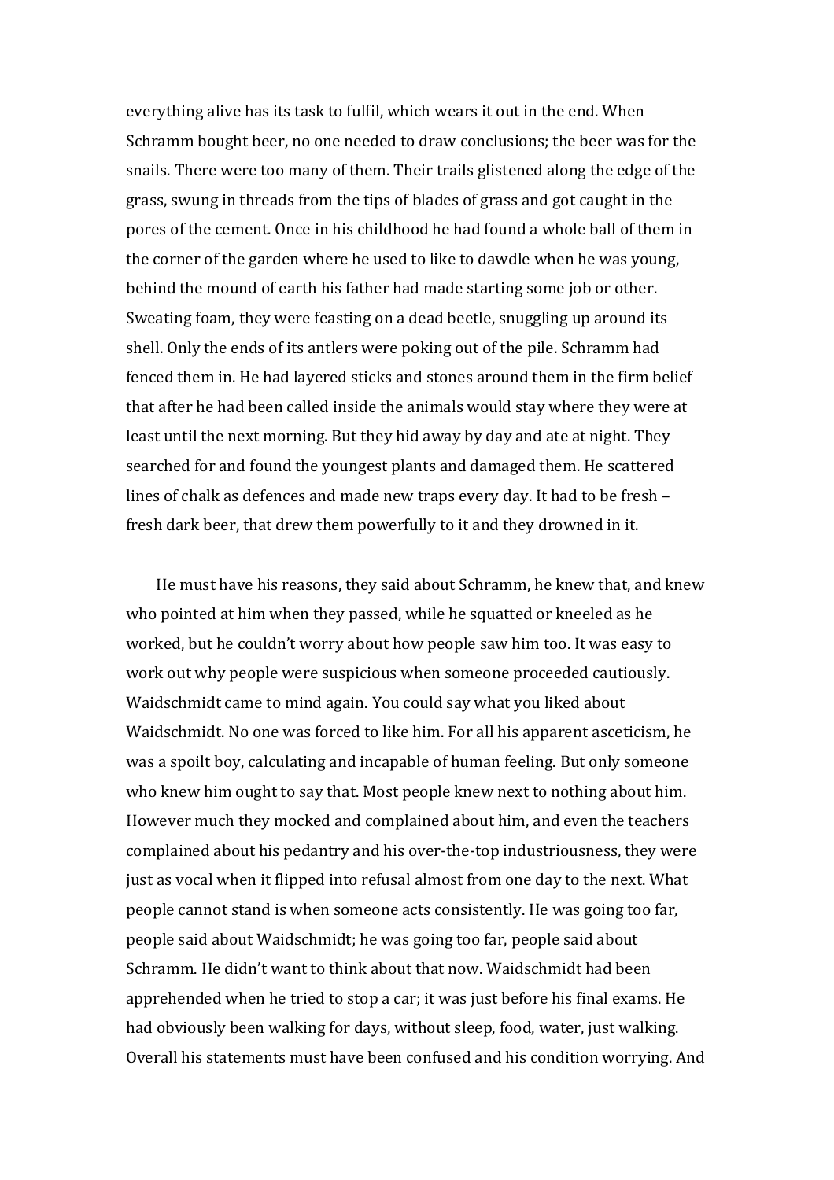everything alive has its task to fulfil, which wears it out in the end. When Schramm bought beer, no one needed to draw conclusions; the beer was for the snails. There were too many of them. Their trails glistened along the edge of the grass, swung in threads from the tips of blades of grass and got caught in the pores of the cement. Once in his childhood he had found a whole ball of them in the corner of the garden where he used to like to dawdle when he was young, behind the mound of earth his father had made starting some job or other. Sweating foam, they were feasting on a dead beetle, snuggling up around its shell. Only the ends of its antlers were poking out of the pile. Schramm had fenced them in. He had layered sticks and stones around them in the firm belief that after he had been called inside the animals would stay where they were at least until the next morning. But they hid away by day and ate at night. They searched for and found the youngest plants and damaged them. He scattered lines of chalk as defences and made new traps every day. It had to be fresh – fresh dark beer, that drew them powerfully to it and they drowned in it.

He must have his reasons, they said about Schramm, he knew that, and knew who pointed at him when they passed, while he squatted or kneeled as he worked, but he couldn't worry about how people saw him too. It was easy to work out why people were suspicious when someone proceeded cautiously. Waidschmidt came to mind again. You could say what you liked about Waidschmidt. No one was forced to like him. For all his apparent asceticism, he was a spoilt boy, calculating and incapable of human feeling. But only someone who knew him ought to say that. Most people knew next to nothing about him. However much they mocked and complained about him, and even the teachers complained about his pedantry and his over-the-top industriousness, they were just as vocal when it flipped into refusal almost from one day to the next. What people cannot stand is when someone acts consistently. He was going too far, people said about Waidschmidt; he was going too far, people said about Schramm. He didn't want to think about that now. Waidschmidt had been apprehended when he tried to stop a car; it was just before his final exams. He had obviously been walking for days, without sleep, food, water, just walking. Overall his statements must have been confused and his condition worrying. And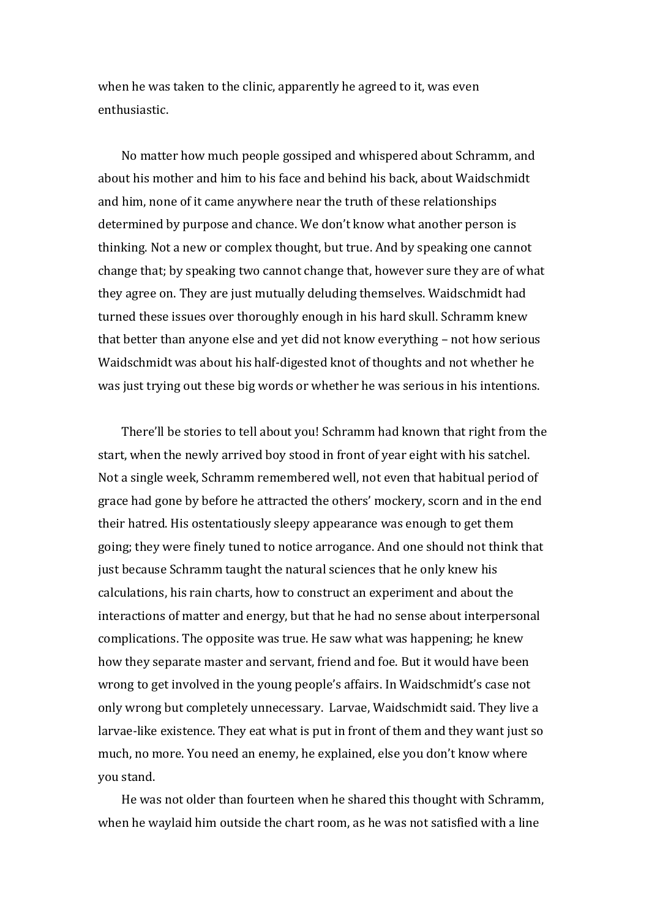when he was taken to the clinic, apparently he agreed to it, was even enthusiastic.

No matter how much people gossiped and whispered about Schramm, and about his mother and him to his face and behind his back, about Waidschmidt and him, none of it came anywhere near the truth of these relationships determined by purpose and chance. We don't know what another person is thinking. Not a new or complex thought, but true. And by speaking one cannot change that; by speaking two cannot change that, however sure they are of what they agree on. They are just mutually deluding themselves. Waidschmidt had turned these issues over thoroughly enough in his hard skull. Schramm knew that better than anyone else and yet did not know everything – not how serious Waidschmidt was about his half-digested knot of thoughts and not whether he was just trying out these big words or whether he was serious in his intentions.

There'll be stories to tell about you! Schramm had known that right from the start, when the newly arrived boy stood in front of year eight with his satchel. Not a single week, Schramm remembered well, not even that habitual period of grace had gone by before he attracted the others' mockery, scorn and in the end their hatred. His ostentatiously sleepy appearance was enough to get them going; they were finely tuned to notice arrogance. And one should not think that just because Schramm taught the natural sciences that he only knew his calculations, his rain charts, how to construct an experiment and about the interactions of matter and energy, but that he had no sense about interpersonal complications. The opposite was true. He saw what was happening; he knew how they separate master and servant, friend and foe. But it would have been wrong to get involved in the young people's affairs. In Waidschmidt's case not only wrong but completely unnecessary. Larvae, Waidschmidt said. They live a larvae-like existence. They eat what is put in front of them and they want just so much, no more. You need an enemy, he explained, else you don't know where you stand.

He was not older than fourteen when he shared this thought with Schramm, when he waylaid him outside the chart room, as he was not satisfied with a line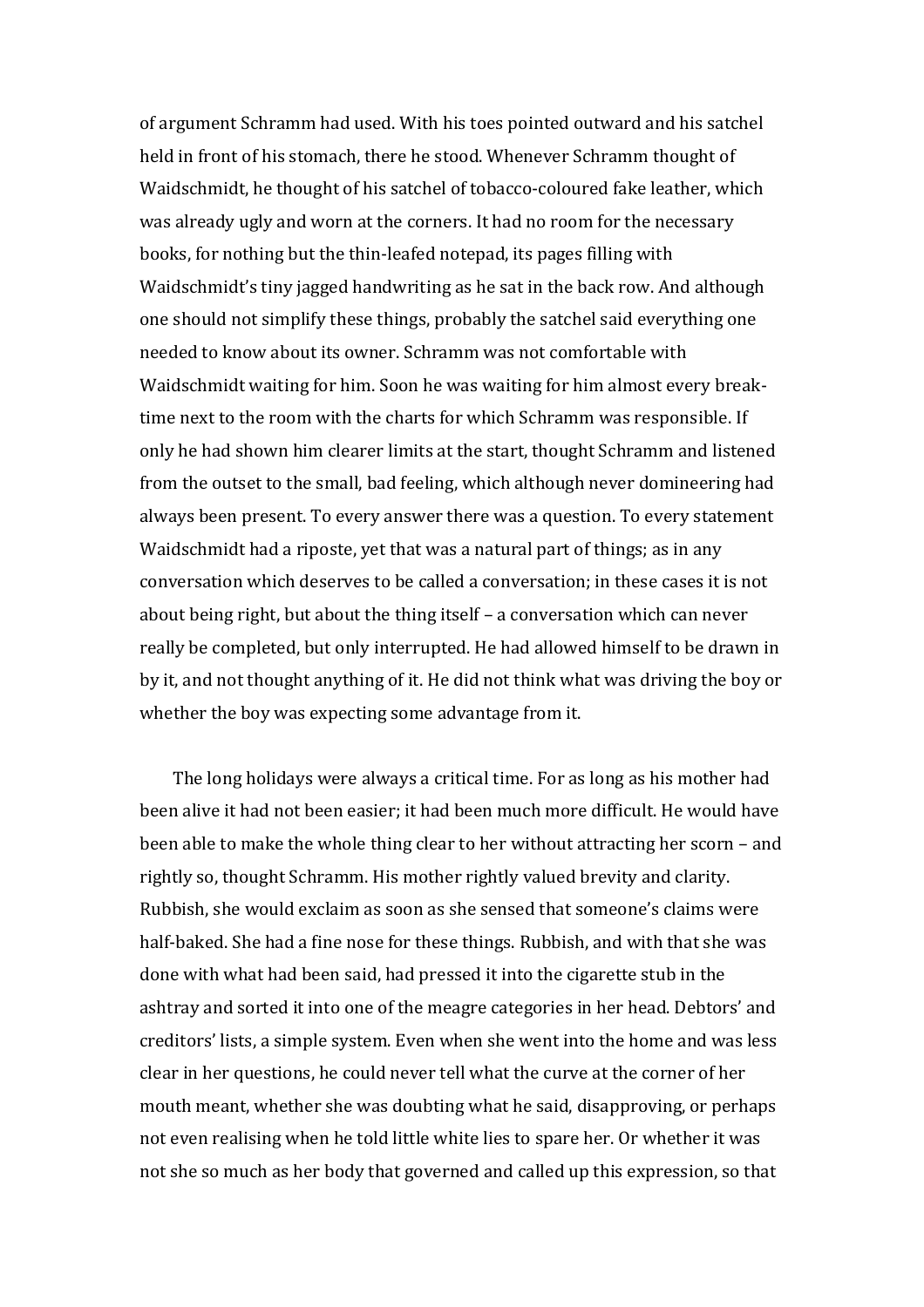of argument Schramm had used. With his toes pointed outward and his satchel held in front of his stomach, there he stood. Whenever Schramm thought of Waidschmidt, he thought of his satchel of tobacco-coloured fake leather, which was already ugly and worn at the corners. It had no room for the necessary books, for nothing but the thin-leafed notepad, its pages filling with Waidschmidt's tiny jagged handwriting as he sat in the back row. And although one should not simplify these things, probably the satchel said everything one needed to know about its owner. Schramm was not comfortable with Waidschmidt waiting for him. Soon he was waiting for him almost every break-time next to the room with the charts for which Schramm was responsible. If only he had shown him clearer limits at the start, thought Schramm and listened from the outset to the small, bad feeling, which although never domineering had always been present. To every answer there was a question. To every statement Waidschmidt had a riposte, yet that was a natural part of things; as in any conversation which deserves to be called a conversation; in these cases it is not about being right, but about the thing itself – a conversation which can never really be completed, but only interrupted. He had allowed himself to be drawn in by it, and not thought anything of it. He did not think what was driving the boy or whether the boy was expecting some advantage from it.

The long holidays were always a critical time. For as long as his mother had been alive it had not been easier; it had been much more difficult. He would have been able to make the whole thing clear to her without attracting her scorn – and rightly so, thought Schramm. His mother rightly valued brevity and clarity. Rubbish, she would exclaim as soon as she sensed that someone's claims were half-baked. She had a fine nose for these things. Rubbish, and with that she was done with what had been said, had pressed it into the cigarette stub in the ashtray and sorted it into one of the meagre categories in her head. Debtors' and creditors' lists, a simple system. Even when she went into the home and was less clear in her questions, he could never tell what the curve at the corner of her mouth meant, whether she was doubting what he said, disapproving, or perhaps not even realising when he told little white lies to spare her. Or whether it was not she so much as her body that governed and called up this expression, so that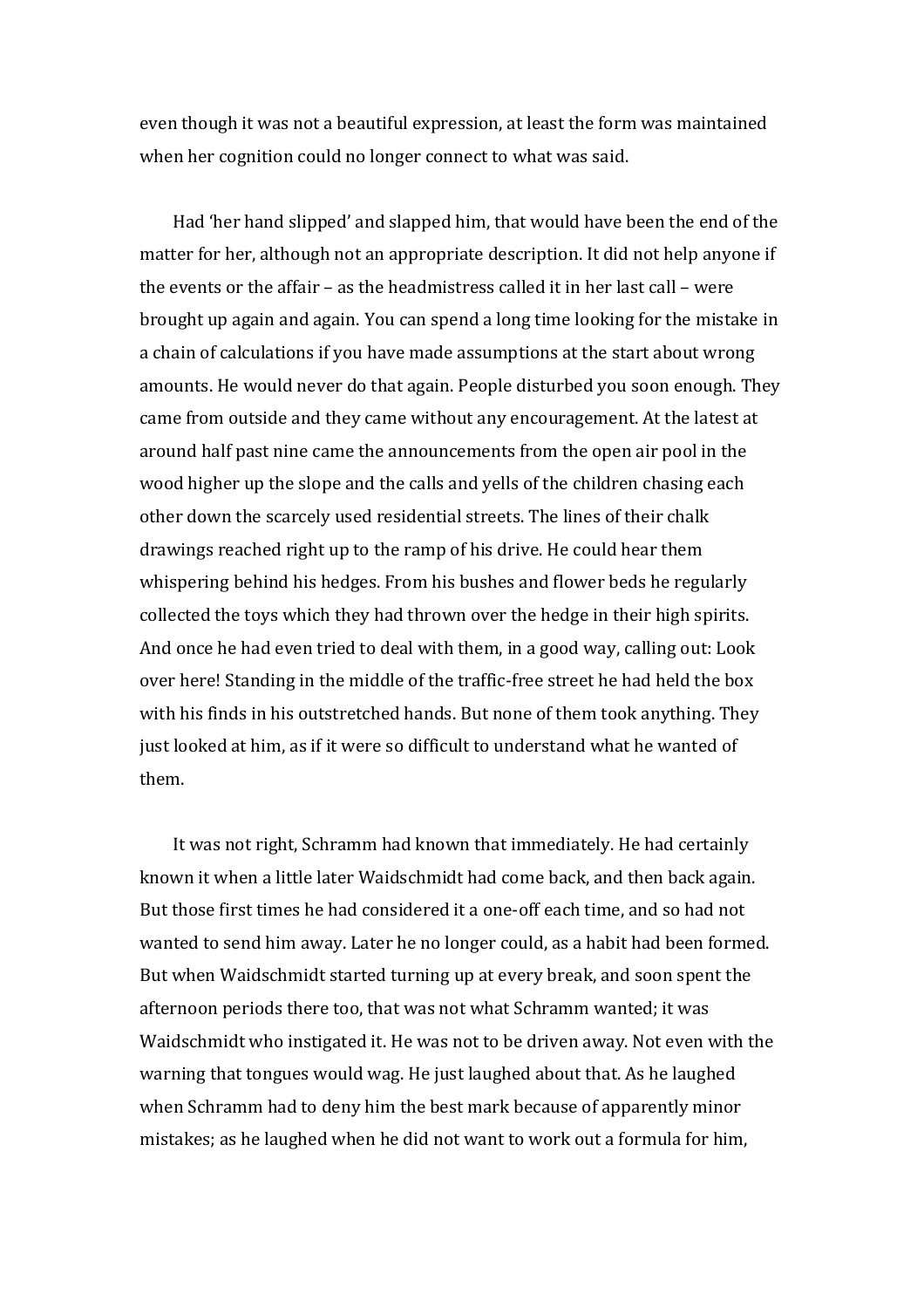even though it was not a beautiful expression, at least the form was maintained when her cognition could no longer connect to what was said.

Had 'her hand slipped' and slapped him, that would have been the end of the matter for her, although not an appropriate description. It did not help anyone if the events or the affair – as the headmistress called it in her last call – were brought up again and again. You can spend a long time looking for the mistake in a chain of calculations if you have made assumptions at the start about wrong amounts. He would never do that again. People disturbed you soon enough. They came from outside and they came without any encouragement. At the latest at around half past nine came the announcements from the open air pool in the wood higher up the slope and the calls and yells of the children chasing each other down the scarcely used residential streets. The lines of their chalk drawings reached right up to the ramp of his drive. He could hear them whispering behind his hedges. From his bushes and flower beds he regularly collected the toys which they had thrown over the hedge in their high spirits. And once he had even tried to deal with them, in a good way, calling out: Look over here! Standing in the middle of the traffic-free street he had held the box with his finds in his outstretched hands. But none of them took anything. They just looked at him, as if it were so difficult to understand what he wanted of them.

It was not right, Schramm had known that immediately. He had certainly known it when a little later Waidschmidt had come back, and then back again. But those first times he had considered it a one-off each time, and so had not wanted to send him away. Later he no longer could, as a habit had been formed. But when Waidschmidt started turning up at every break, and soon spent the afternoon periods there too, that was not what Schramm wanted; it was Waidschmidt who instigated it. He was not to be driven away. Not even with the warning that tongues would wag. He just laughed about that. As he laughed when Schramm had to deny him the best mark because of apparently minor mistakes; as he laughed when he did not want to work out a formula for him,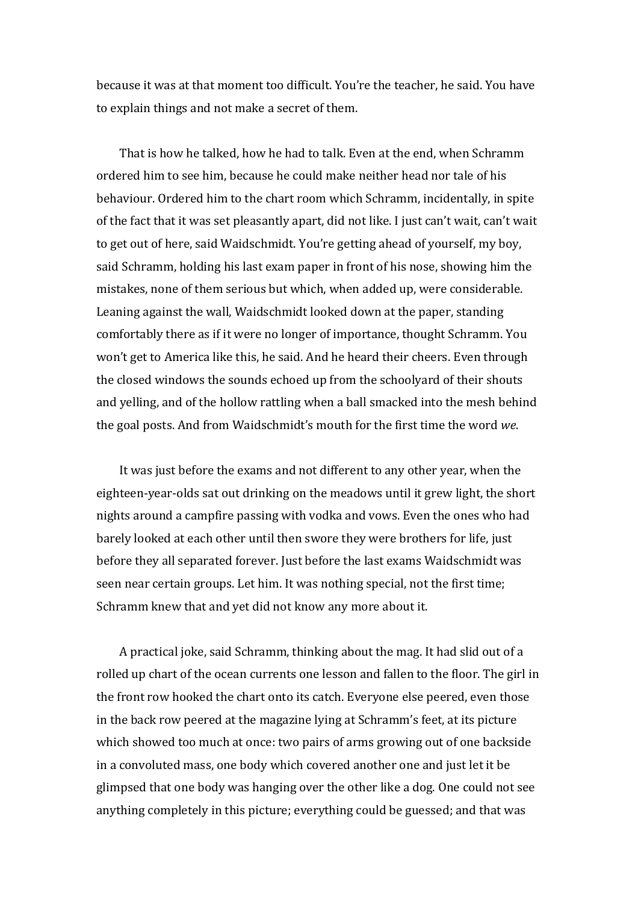because it was at that moment too difficult. You're the teacher, he said. You have to explain things and not make a secret of them.

That is how he talked, how he had to talk. Even at the end, when Schramm ordered him to see him, because he could make neither head nor tale of his behaviour. Ordered him to the chart room which Schramm, incidentally, in spite of the fact that it was set pleasantly apart, did not like. I just can't wait, can't wait to get out of here, said Waidschmidt. You're getting ahead of yourself, my boy, said Schramm, holding his last exam paper in front of his nose, showing him the mistakes, none of them serious but which, when added up, were considerable. Leaning against the wall, Waidschmidt looked down at the paper, standing comfortably there as if it were no longer of importance, thought Schramm. You won't get to America like this, he said. And he heard their cheers. Even through the closed windows the sounds echoed up from the schoolyard of their shouts and yelling, and of the hollow rattling when a ball smacked into the mesh behind the goal posts. And from Waidschmidt's mouth for the first time the word *we*.

It was just before the exams and not different to any other year, when the eighteen-year-olds sat out drinking on the meadows until it grew light, the short nights around a campfire passing with vodka and vows. Even the ones who had barely looked at each other until then swore they were brothers for life, just before they all separated forever. Just before the last exams Waidschmidt was seen near certain groups. Let him. It was nothing special, not the first time; Schramm knew that and yet did not know any more about it.

A practical joke, said Schramm, thinking about the mag. It had slid out of a rolled up chart of the ocean currents one lesson and fallen to the floor. The girl in the front row hooked the chart onto its catch. Everyone else peered, even those in the back row peered at the magazine lying at Schramm's feet, at its picture which showed too much at once: two pairs of arms growing out of one backside in a convoluted mass, one body which covered another one and just let it be glimpsed that one body was hanging over the other like a dog. One could not see anything completely in this picture; everything could be guessed; and that was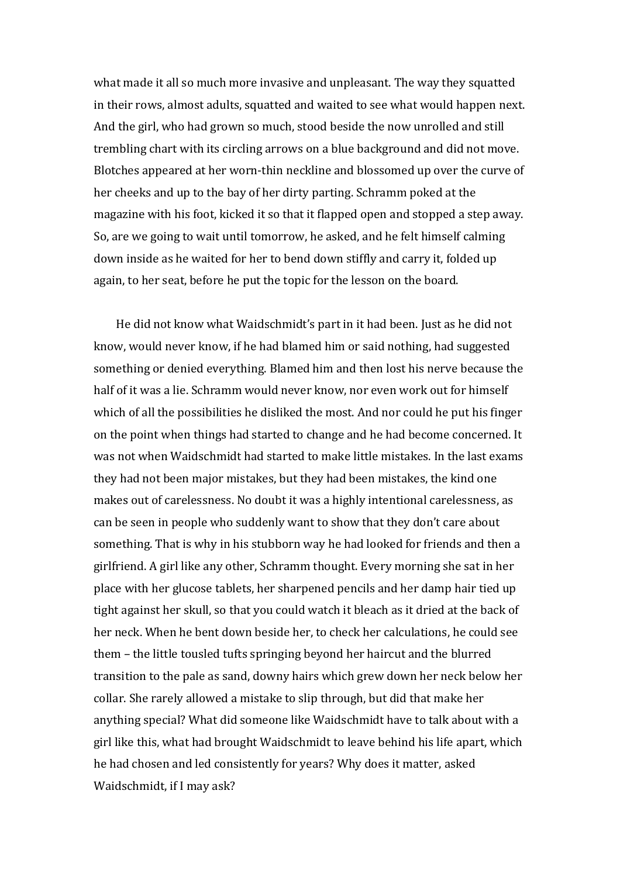what made it all so much more invasive and unpleasant. The way they squatted in their rows, almost adults, squatted and waited to see what would happen next. And the girl, who had grown so much, stood beside the now unrolled and still trembling chart with its circling arrows on a blue background and did not move. Blotches appeared at her worn-thin neckline and blossomed up over the curve of her cheeks and up to the bay of her dirty parting. Schramm poked at the magazine with his foot, kicked it so that it flapped open and stopped a step away. So, are we going to wait until tomorrow, he asked, and he felt himself calming down inside as he waited for her to bend down stiffly and carry it, folded up again, to her seat, before he put the topic for the lesson on the board.

He did not know what Waidschmidt's part in it had been. Just as he did not know, would never know, if he had blamed him or said nothing, had suggested something or denied everything. Blamed him and then lost his nerve because the half of it was a lie. Schramm would never know, nor even work out for himself which of all the possibilities he disliked the most. And nor could he put his finger on the point when things had started to change and he had become concerned. It was not when Waidschmidt had started to make little mistakes. In the last exams they had not been major mistakes, but they had been mistakes, the kind one makes out of carelessness. No doubt it was a highly intentional carelessness, as can be seen in people who suddenly want to show that they don't care about something. That is why in his stubborn way he had looked for friends and then a girlfriend. A girl like any other, Schramm thought. Every morning she sat in her place with her glucose tablets, her sharpened pencils and her damp hair tied up tight against her skull, so that you could watch it bleach as it dried at the back of her neck. When he bent down beside her, to check her calculations, he could see them – the little tousled tufts springing beyond her haircut and the blurred transition to the pale as sand, downy hairs which grew down her neck below her collar. She rarely allowed a mistake to slip through, but did that make her anything special? What did someone like Waidschmidt have to talk about with a girl like this, what had brought Waidschmidt to leave behind his life apart, which he had chosen and led consistently for years? Why does it matter, asked Waidschmidt, if I may ask?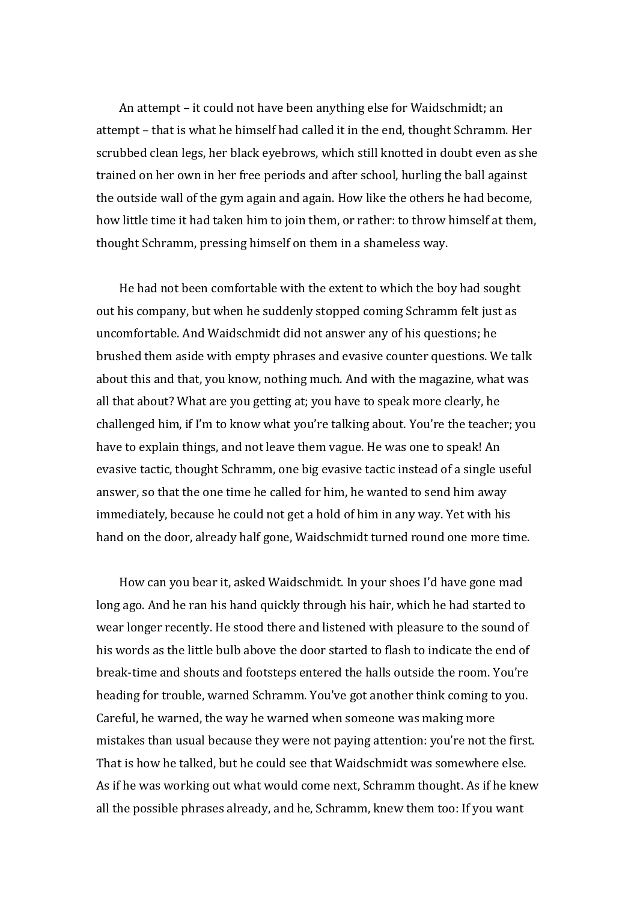An attempt – it could not have been anything else for Waidschmidt; an attempt – that is what he himself had called it in the end, thought Schramm. Her scrubbed clean legs, her black eyebrows, which still knotted in doubt even as she trained on her own in her free periods and after school, hurling the ball against the outside wall of the gym again and again. How like the others he had become, how little time it had taken him to join them, or rather: to throw himself at them, thought Schramm, pressing himself on them in a shameless way.

He had not been comfortable with the extent to which the boy had sought out his company, but when he suddenly stopped coming Schramm felt just as uncomfortable. And Waidschmidt did not answer any of his questions; he brushed them aside with empty phrases and evasive counter questions. We talk about this and that, you know, nothing much. And with the magazine, what was all that about? What are you getting at; you have to speak more clearly, he challenged him, if I'm to know what you're talking about. You're the teacher; you have to explain things, and not leave them vague. He was one to speak! An evasive tactic, thought Schramm, one big evasive tactic instead of a single useful answer, so that the one time he called for him, he wanted to send him away immediately, because he could not get a hold of him in any way. Yet with his hand on the door, already half gone, Waidschmidt turned round one more time.

How can you bear it, asked Waidschmidt. In your shoes I'd have gone mad long ago. And he ran his hand quickly through his hair, which he had started to wear longer recently. He stood there and listened with pleasure to the sound of his words as the little bulb above the door started to flash to indicate the end of break-time and shouts and footsteps entered the halls outside the room. You're heading for trouble, warned Schramm. You've got another think coming to you. Careful, he warned, the way he warned when someone was making more mistakes than usual because they were not paying attention: you're not the first. That is how he talked, but he could see that Waidschmidt was somewhere else. As if he was working out what would come next, Schramm thought. As if he knew all the possible phrases already, and he, Schramm, knew them too: If you want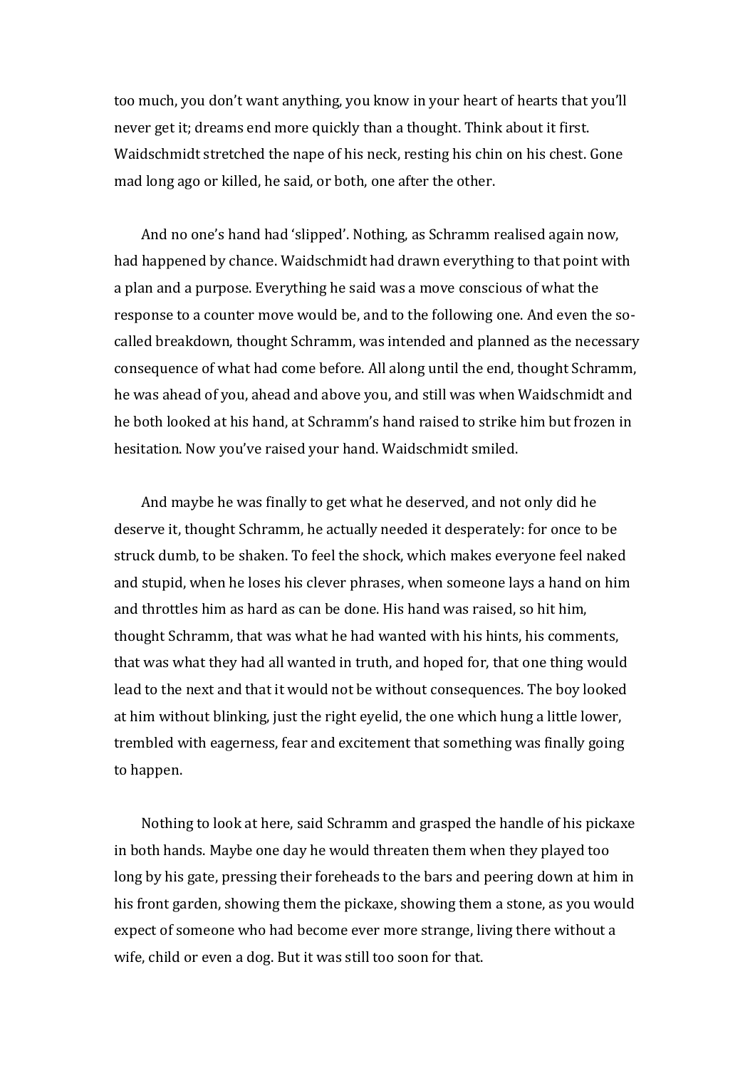too much, you don't want anything, you know in your heart of hearts that you'll never get it; dreams end more quickly than a thought. Think about it first. Waidschmidt stretched the nape of his neck, resting his chin on his chest. Gone mad long ago or killed, he said, or both, one after the other.

And no one's hand had 'slipped'. Nothing, as Schramm realised again now, had happened by chance. Waidschmidt had drawn everything to that point with a plan and a purpose. Everything he said was a move conscious of what the response to a counter move would be, and to the following one. And even the so-called breakdown, thought Schramm, was intended and planned as the necessary consequence of what had come before. All along until the end, thought Schramm, he was ahead of you, ahead and above you, and still was when Waidschmidt and he both looked at his hand, at Schramm's hand raised to strike him but frozen in hesitation. Now you've raised your hand. Waidschmidt smiled.

And maybe he was finally to get what he deserved, and not only did he deserve it, thought Schramm, he actually needed it desperately: for once to be struck dumb, to be shaken. To feel the shock, which makes everyone feel naked and stupid, when he loses his clever phrases, when someone lays a hand on him and throttles him as hard as can be done. His hand was raised, so hit him, thought Schramm, that was what he had wanted with his hints, his comments, that was what they had all wanted in truth, and hoped for, that one thing would lead to the next and that it would not be without consequences. The boy looked at him without blinking, just the right eyelid, the one which hung a little lower, trembled with eagerness, fear and excitement that something was finally going to happen.

Nothing to look at here, said Schramm and grasped the handle of his pickaxe in both hands. Maybe one day he would threaten them when they played too long by his gate, pressing their foreheads to the bars and peering down at him in his front garden, showing them the pickaxe, showing them a stone, as you would expect of someone who had become ever more strange, living there without a wife, child or even a dog. But it was still too soon for that.